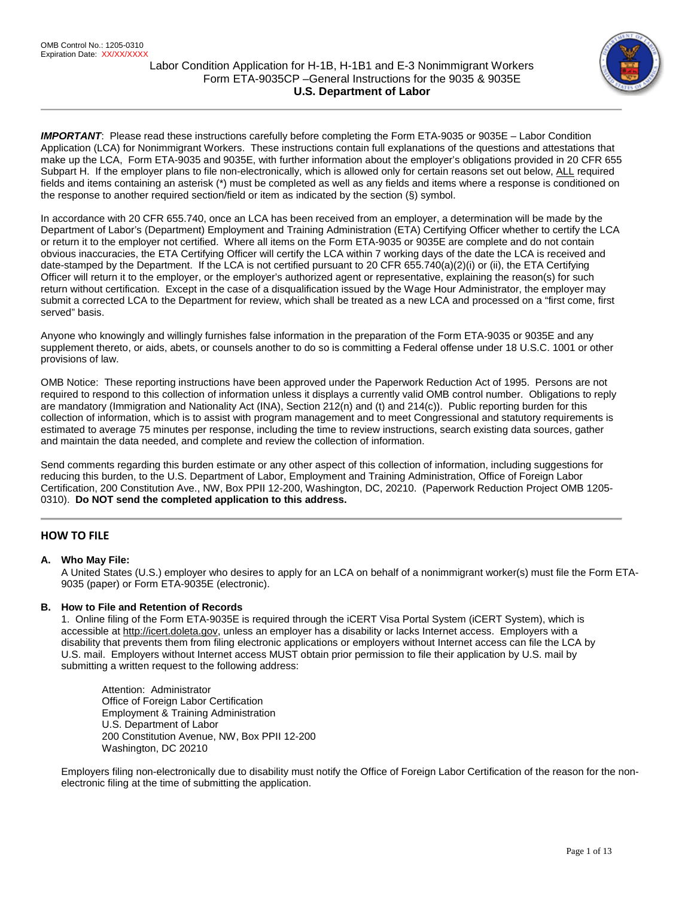OMB Control No.: 1205-0310
Expiration Date: XX/XX/XXXX

# Labor Condition Application for H-1B, H-1B1 and E-3 Nonimmigrant Workers
## Form ETA-9035CP –General Instructions for the 9035 & 9035E
## U.S. Department of Labor

***IMPORTANT***: Please read these instructions carefully before completing the Form ETA-9035 or 9035E – Labor Condition Application (LCA) for Nonimmigrant Workers. These instructions contain full explanations of the questions and attestations that make up the LCA, Form ETA-9035 and 9035E, with further information about the employer's obligations provided in 20 CFR 655 Subpart H. If the employer plans to file non-electronically, which is allowed only for certain reasons set out below, ALL required fields and items containing an asterisk (*) must be completed as well as any fields and items where a response is conditioned on the response to another required section/field or item as indicated by the section (§) symbol.

In accordance with 20 CFR 655.740, once an LCA has been received from an employer, a determination will be made by the Department of Labor's (Department) Employment and Training Administration (ETA) Certifying Officer whether to certify the LCA or return it to the employer not certified. Where all items on the Form ETA-9035 or 9035E are complete and do not contain obvious inaccuracies, the ETA Certifying Officer will certify the LCA within 7 working days of the date the LCA is received and date-stamped by the Department. If the LCA is not certified pursuant to 20 CFR 655.740(a)(2)(i) or (ii), the ETA Certifying Officer will return it to the employer, or the employer's authorized agent or representative, explaining the reason(s) for such return without certification. Except in the case of a disqualification issued by the Wage Hour Administrator, the employer may submit a corrected LCA to the Department for review, which shall be treated as a new LCA and processed on a "first come, first served" basis.

Anyone who knowingly and willingly furnishes false information in the preparation of the Form ETA-9035 or 9035E and any supplement thereto, or aids, abets, or counsels another to do so is committing a Federal offense under 18 U.S.C. 1001 or other provisions of law.

OMB Notice: These reporting instructions have been approved under the Paperwork Reduction Act of 1995. Persons are not required to respond to this collection of information unless it displays a currently valid OMB control number. Obligations to reply are mandatory (Immigration and Nationality Act (INA), Section 212(n) and (t) and 214(c)). Public reporting burden for this collection of information, which is to assist with program management and to meet Congressional and statutory requirements is estimated to average 75 minutes per response, including the time to review instructions, search existing data sources, gather and maintain the data needed, and complete and review the collection of information.

Send comments regarding this burden estimate or any other aspect of this collection of information, including suggestions for reducing this burden, to the U.S. Department of Labor, Employment and Training Administration, Office of Foreign Labor Certification, 200 Constitution Ave., NW, Box PPII 12-200, Washington, DC, 20210. (Paperwork Reduction Project OMB 1205-0310). **Do NOT send the completed application to this address.**

## HOW TO FILE

### A. Who May File:

A United States (U.S.) employer who desires to apply for an LCA on behalf of a nonimmigrant worker(s) must file the Form ETA-9035 (paper) or Form ETA-9035E (electronic).

### B. How to File and Retention of Records

1. Online filing of the Form ETA-9035E is required through the iCERT Visa Portal System (iCERT System), which is accessible at http://icert.doleta.gov, unless an employer has a disability or lacks Internet access. Employers with a disability that prevents them from filing electronic applications or employers without Internet access can file the LCA by U.S. mail. Employers without Internet access MUST obtain prior permission to file their application by U.S. mail by submitting a written request to the following address:

Attention: Administrator
Office of Foreign Labor Certification
Employment & Training Administration
U.S. Department of Labor
200 Constitution Avenue, NW, Box PPII 12-200
Washington, DC 20210

Employers filing non-electronically due to disability must notify the Office of Foreign Labor Certification of the reason for the non-electronic filing at the time of submitting the application.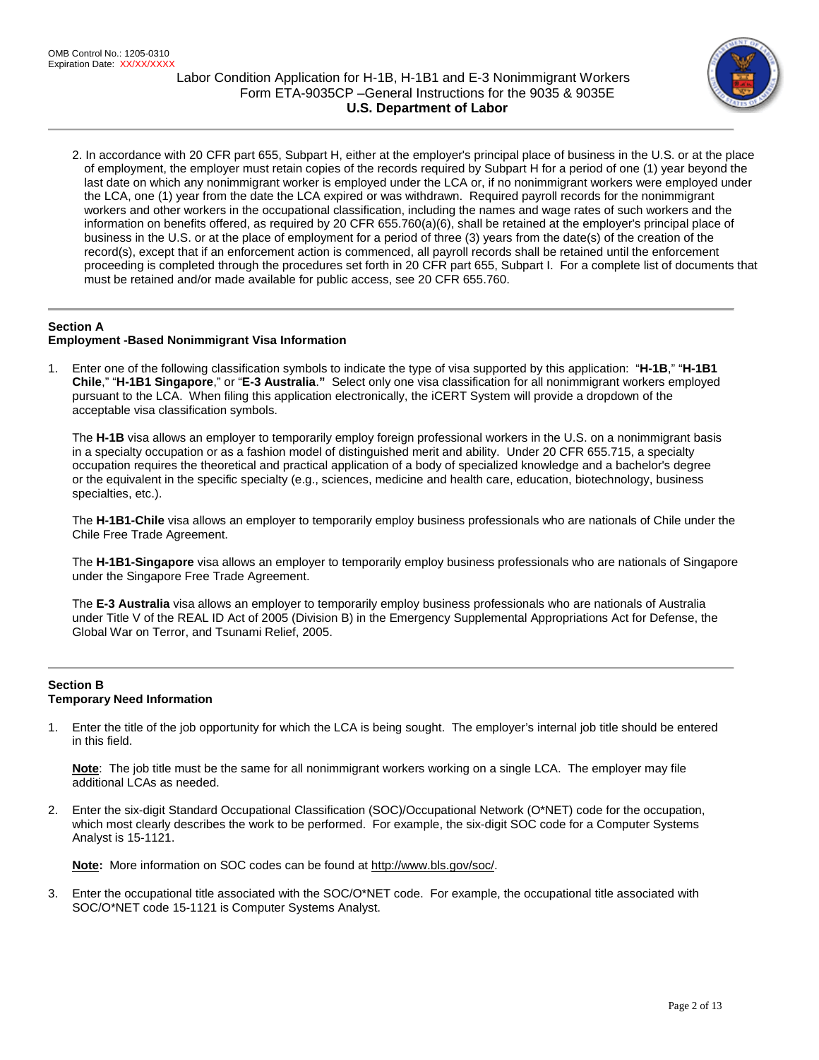2. In accordance with 20 CFR part 655, Subpart H, either at the employer's principal place of business in the U.S. or at the place of employment, the employer must retain copies of the records required by Subpart H for a period of one (1) year beyond the last date on which any nonimmigrant worker is employed under the LCA or, if no nonimmigrant workers were employed under the LCA, one (1) year from the date the LCA expired or was withdrawn. Required payroll records for the nonimmigrant workers and other workers in the occupational classification, including the names and wage rates of such workers and the information on benefits offered, as required by 20 CFR 655.760(a)(6), shall be retained at the employer's principal place of business in the U.S. or at the place of employment for a period of three (3) years from the date(s) of the creation of the record(s), except that if an enforcement action is commenced, all payroll records shall be retained until the enforcement proceeding is completed through the procedures set forth in 20 CFR part 655, Subpart I. For a complete list of documents that must be retained and/or made available for public access, see 20 CFR 655.760.

## Section A
## Employment -Based Nonimmigrant Visa Information

1. Enter one of the following classification symbols to indicate the type of visa supported by this application: "**H-1B**," "**H-1B1 Chile**," "**H-1B1 Singapore**," or "**E-3 Australia**.**"** Select only one visa classification for all nonimmigrant workers employed pursuant to the LCA. When filing this application electronically, the iCERT System will provide a dropdown of the acceptable visa classification symbols.

   The **H-1B** visa allows an employer to temporarily employ foreign professional workers in the U.S. on a nonimmigrant basis in a specialty occupation or as a fashion model of distinguished merit and ability. Under 20 CFR 655.715, a specialty occupation requires the theoretical and practical application of a body of specialized knowledge and a bachelor's degree or the equivalent in the specific specialty (e.g., sciences, medicine and health care, education, biotechnology, business specialties, etc.).

   The **H-1B1-Chile** visa allows an employer to temporarily employ business professionals who are nationals of Chile under the Chile Free Trade Agreement.

   The **H-1B1-Singapore** visa allows an employer to temporarily employ business professionals who are nationals of Singapore under the Singapore Free Trade Agreement.

   The **E-3 Australia** visa allows an employer to temporarily employ business professionals who are nationals of Australia under Title V of the REAL ID Act of 2005 (Division B) in the Emergency Supplemental Appropriations Act for Defense, the Global War on Terror, and Tsunami Relief, 2005.

## Section B
## Temporary Need Information

1. Enter the title of the job opportunity for which the LCA is being sought. The employer's internal job title should be entered in this field.

   **Note**: The job title must be the same for all nonimmigrant workers working on a single LCA. The employer may file additional LCAs as needed.

2. Enter the six-digit Standard Occupational Classification (SOC)/Occupational Network (O*NET) code for the occupation, which most clearly describes the work to be performed. For example, the six-digit SOC code for a Computer Systems Analyst is 15-1121.

   **Note:** More information on SOC codes can be found at http://www.bls.gov/soc/.

3. Enter the occupational title associated with the SOC/O*NET code. For example, the occupational title associated with SOC/O*NET code 15-1121 is Computer Systems Analyst.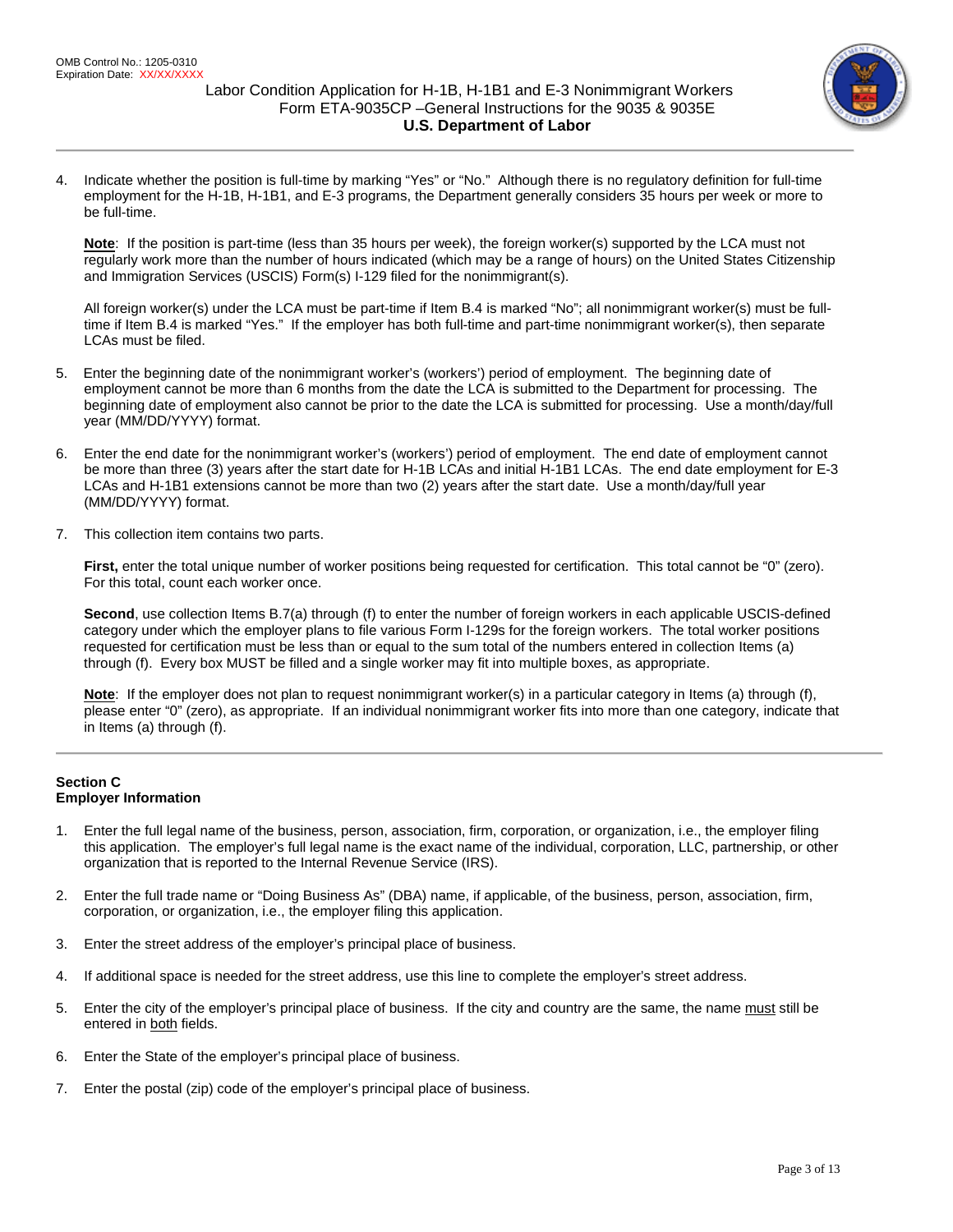4. Indicate whether the position is full-time by marking "Yes" or "No." Although there is no regulatory definition for full-time employment for the H-1B, H-1B1, and E-3 programs, the Department generally considers 35 hours per week or more to be full-time.

   **Note**: If the position is part-time (less than 35 hours per week), the foreign worker(s) supported by the LCA must not regularly work more than the number of hours indicated (which may be a range of hours) on the United States Citizenship and Immigration Services (USCIS) Form(s) I-129 filed for the nonimmigrant(s).

   All foreign worker(s) under the LCA must be part-time if Item B.4 is marked "No"; all nonimmigrant worker(s) must be full-time if Item B.4 is marked "Yes." If the employer has both full-time and part-time nonimmigrant worker(s), then separate LCAs must be filed.

5. Enter the beginning date of the nonimmigrant worker's (workers') period of employment. The beginning date of employment cannot be more than 6 months from the date the LCA is submitted to the Department for processing. The beginning date of employment also cannot be prior to the date the LCA is submitted for processing. Use a month/day/full year (MM/DD/YYYY) format.

6. Enter the end date for the nonimmigrant worker's (workers') period of employment. The end date of employment cannot be more than three (3) years after the start date for H-1B LCAs and initial H-1B1 LCAs. The end date employment for E-3 LCAs and H-1B1 extensions cannot be more than two (2) years after the start date. Use a month/day/full year (MM/DD/YYYY) format.

7. This collection item contains two parts.

   **First,** enter the total unique number of worker positions being requested for certification. This total cannot be "0" (zero). For this total, count each worker once.

   **Second**, use collection Items B.7(a) through (f) to enter the number of foreign workers in each applicable USCIS-defined category under which the employer plans to file various Form I-129s for the foreign workers. The total worker positions requested for certification must be less than or equal to the sum total of the numbers entered in collection Items (a) through (f). Every box MUST be filled and a single worker may fit into multiple boxes, as appropriate.

   **Note**: If the employer does not plan to request nonimmigrant worker(s) in a particular category in Items (a) through (f), please enter "0" (zero), as appropriate. If an individual nonimmigrant worker fits into more than one category, indicate that in Items (a) through (f).

---

## Section C
## Employer Information

1. Enter the full legal name of the business, person, association, firm, corporation, or organization, i.e., the employer filing this application. The employer's full legal name is the exact name of the individual, corporation, LLC, partnership, or other organization that is reported to the Internal Revenue Service (IRS).

2. Enter the full trade name or "Doing Business As" (DBA) name, if applicable, of the business, person, association, firm, corporation, or organization, i.e., the employer filing this application.

3. Enter the street address of the employer's principal place of business.

4. If additional space is needed for the street address, use this line to complete the employer's street address.

5. Enter the city of the employer's principal place of business. If the city and country are the same, the name <u>must</u> still be entered in <u>both</u> fields.

6. Enter the State of the employer's principal place of business.

7. Enter the postal (zip) code of the employer's principal place of business.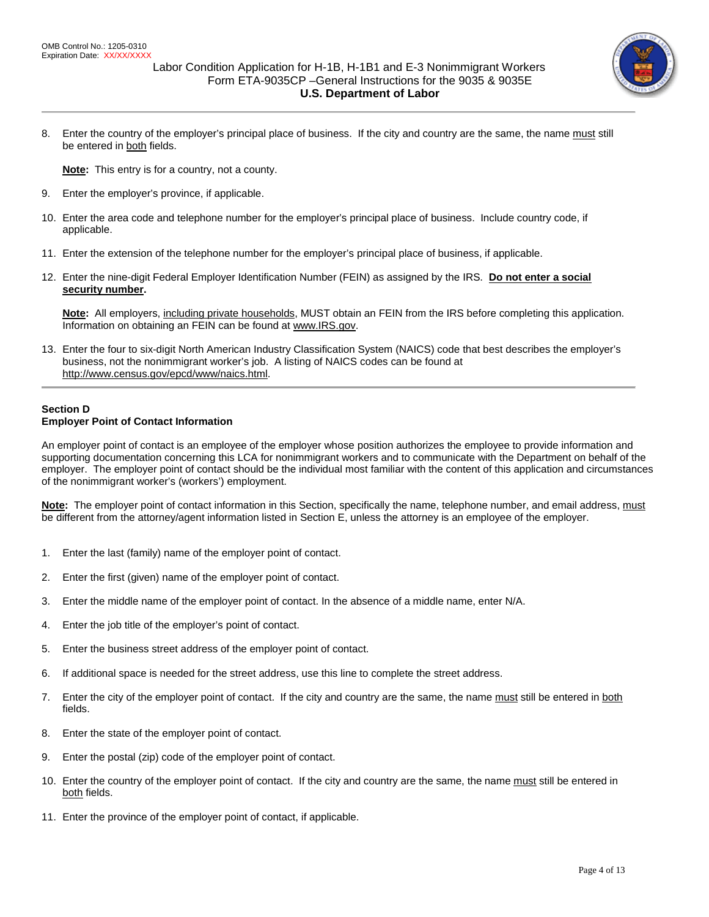8. Enter the country of the employer's principal place of business. If the city and country are the same, the name must still be entered in both fields.

   **Note:** This entry is for a country, not a county.

9. Enter the employer's province, if applicable.

10. Enter the area code and telephone number for the employer's principal place of business. Include country code, if applicable.

11. Enter the extension of the telephone number for the employer's principal place of business, if applicable.

12. Enter the nine-digit Federal Employer Identification Number (FEIN) as assigned by the IRS. **Do not enter a social security number.**

    **Note:** All employers, including private households, MUST obtain an FEIN from the IRS before completing this application. Information on obtaining an FEIN can be found at www.IRS.gov.

13. Enter the four to six-digit North American Industry Classification System (NAICS) code that best describes the employer's business, not the nonimmigrant worker's job. A listing of NAICS codes can be found at http://www.census.gov/epcd/www/naics.html.

---

**Section D**
**Employer Point of Contact Information**

An employer point of contact is an employee of the employer whose position authorizes the employee to provide information and supporting documentation concerning this LCA for nonimmigrant workers and to communicate with the Department on behalf of the employer. The employer point of contact should be the individual most familiar with the content of this application and circumstances of the nonimmigrant worker's (workers') employment.

**Note:** The employer point of contact information in this Section, specifically the name, telephone number, and email address, must be different from the attorney/agent information listed in Section E, unless the attorney is an employee of the employer.

1. Enter the last (family) name of the employer point of contact.

2. Enter the first (given) name of the employer point of contact.

3. Enter the middle name of the employer point of contact. In the absence of a middle name, enter N/A.

4. Enter the job title of the employer's point of contact.

5. Enter the business street address of the employer point of contact.

6. If additional space is needed for the street address, use this line to complete the street address.

7. Enter the city of the employer point of contact. If the city and country are the same, the name must still be entered in both fields.

8. Enter the state of the employer point of contact.

9. Enter the postal (zip) code of the employer point of contact.

10. Enter the country of the employer point of contact. If the city and country are the same, the name must still be entered in both fields.

11. Enter the province of the employer point of contact, if applicable.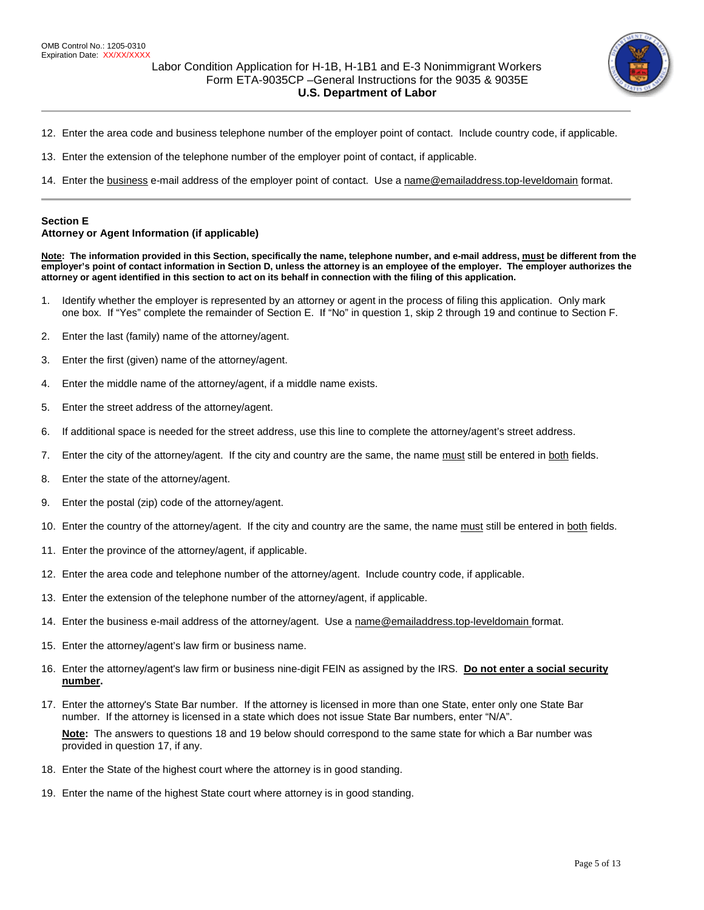12. Enter the area code and business telephone number of the employer point of contact. Include country code, if applicable.

13. Enter the extension of the telephone number of the employer point of contact, if applicable.

14. Enter the business e-mail address of the employer point of contact. Use a name@emailaddress.top-leveldomain format.

---

### Section E
### Attorney or Agent Information (if applicable)

**Note: The information provided in this Section, specifically the name, telephone number, and e-mail address, must be different from the employer's point of contact information in Section D, unless the attorney is an employee of the employer. The employer authorizes the attorney or agent identified in this section to act on its behalf in connection with the filing of this application.**

1. Identify whether the employer is represented by an attorney or agent in the process of filing this application. Only mark one box. If "Yes" complete the remainder of Section E. If "No" in question 1, skip 2 through 19 and continue to Section F.

2. Enter the last (family) name of the attorney/agent.

3. Enter the first (given) name of the attorney/agent.

4. Enter the middle name of the attorney/agent, if a middle name exists.

5. Enter the street address of the attorney/agent.

6. If additional space is needed for the street address, use this line to complete the attorney/agent's street address.

7. Enter the city of the attorney/agent. If the city and country are the same, the name must still be entered in both fields.

8. Enter the state of the attorney/agent.

9. Enter the postal (zip) code of the attorney/agent.

10. Enter the country of the attorney/agent. If the city and country are the same, the name must still be entered in both fields.

11. Enter the province of the attorney/agent, if applicable.

12. Enter the area code and telephone number of the attorney/agent. Include country code, if applicable.

13. Enter the extension of the telephone number of the attorney/agent, if applicable.

14. Enter the business e-mail address of the attorney/agent. Use a name@emailaddress.top-leveldomain format.

15. Enter the attorney/agent's law firm or business name.

16. Enter the attorney/agent's law firm or business nine-digit FEIN as assigned by the IRS. **Do not enter a social security number.**

17. Enter the attorney's State Bar number. If the attorney is licensed in more than one State, enter only one State Bar number. If the attorney is licensed in a state which does not issue State Bar numbers, enter "N/A".

    **Note:** The answers to questions 18 and 19 below should correspond to the same state for which a Bar number was provided in question 17, if any.

18. Enter the State of the highest court where the attorney is in good standing.

19. Enter the name of the highest State court where attorney is in good standing.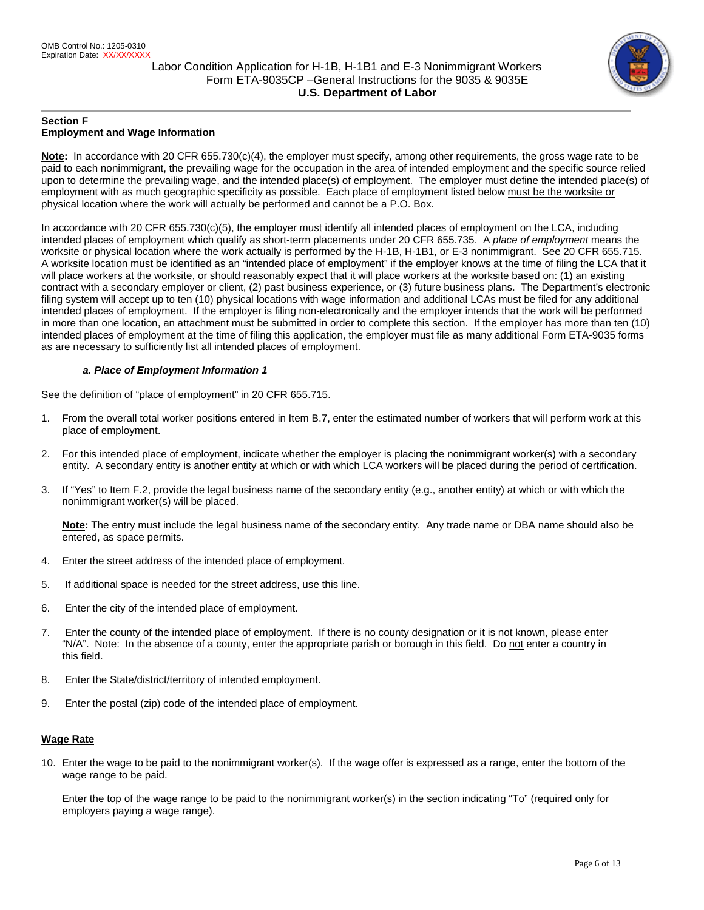## Section F
## Employment and Wage Information

**Note:** In accordance with 20 CFR 655.730(c)(4), the employer must specify, among other requirements, the gross wage rate to be paid to each nonimmigrant, the prevailing wage for the occupation in the area of intended employment and the specific source relied upon to determine the prevailing wage, and the intended place(s) of employment. The employer must define the intended place(s) of employment with as much geographic specificity as possible. Each place of employment listed below must be the worksite or physical location where the work will actually be performed and cannot be a P.O. Box.

In accordance with 20 CFR 655.730(c)(5), the employer must identify all intended places of employment on the LCA, including intended places of employment which qualify as short-term placements under 20 CFR 655.735. A *place of employment* means the worksite or physical location where the work actually is performed by the H-1B, H-1B1, or E-3 nonimmigrant. See 20 CFR 655.715. A worksite location must be identified as an "intended place of employment" if the employer knows at the time of filing the LCA that it will place workers at the worksite, or should reasonably expect that it will place workers at the worksite based on: (1) an existing contract with a secondary employer or client, (2) past business experience, or (3) future business plans. The Department's electronic filing system will accept up to ten (10) physical locations with wage information and additional LCAs must be filed for any additional intended places of employment. If the employer is filing non-electronically and the employer intends that the work will be performed in more than one location, an attachment must be submitted in order to complete this section. If the employer has more than ten (10) intended places of employment at the time of filing this application, the employer must file as many additional Form ETA-9035 forms as are necessary to sufficiently list all intended places of employment.

### *a. Place of Employment Information 1*

See the definition of "place of employment" in 20 CFR 655.715.

1. From the overall total worker positions entered in Item B.7, enter the estimated number of workers that will perform work at this place of employment.
2. For this intended place of employment, indicate whether the employer is placing the nonimmigrant worker(s) with a secondary entity. A secondary entity is another entity at which or with which LCA workers will be placed during the period of certification.
3. If "Yes" to Item F.2, provide the legal business name of the secondary entity (e.g., another entity) at which or with which the nonimmigrant worker(s) will be placed.

   **Note:** The entry must include the legal business name of the secondary entity. Any trade name or DBA name should also be entered, as space permits.

4. Enter the street address of the intended place of employment.
5. If additional space is needed for the street address, use this line.
6. Enter the city of the intended place of employment.
7. Enter the county of the intended place of employment. If there is no county designation or it is not known, please enter "N/A". Note: In the absence of a county, enter the appropriate parish or borough in this field. Do not enter a country in this field.
8. Enter the State/district/territory of intended employment.
9. Enter the postal (zip) code of the intended place of employment.

**Wage Rate**

10. Enter the wage to be paid to the nonimmigrant worker(s). If the wage offer is expressed as a range, enter the bottom of the wage range to be paid.

    Enter the top of the wage range to be paid to the nonimmigrant worker(s) in the section indicating "To" (required only for employers paying a wage range).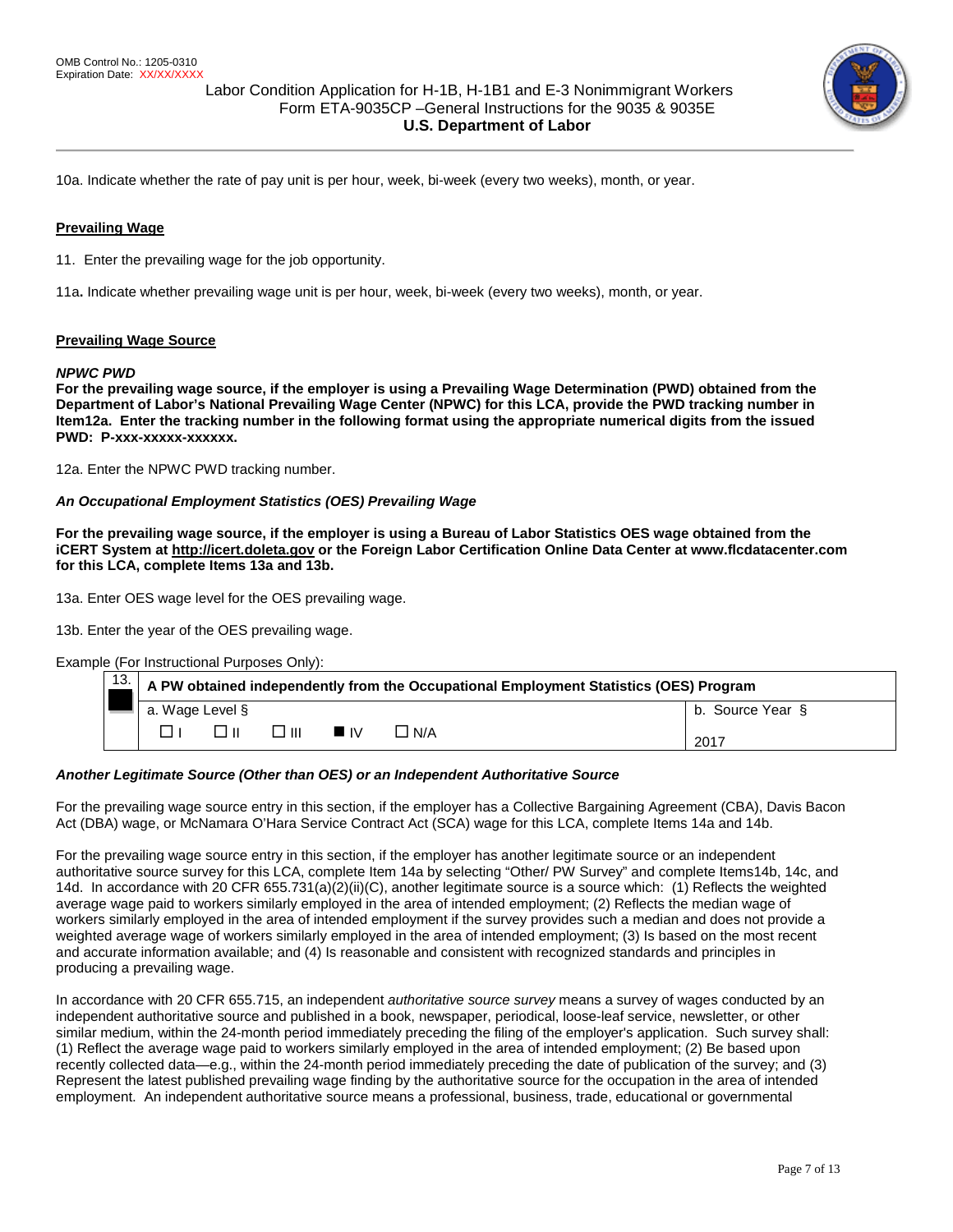10a. Indicate whether the rate of pay unit is per hour, week, bi-week (every two weeks), month, or year.

## Prevailing Wage

11. Enter the prevailing wage for the job opportunity.

11a**.** Indicate whether prevailing wage unit is per hour, week, bi-week (every two weeks), month, or year.

## Prevailing Wage Source

***NPWC PWD***

**For the prevailing wage source, if the employer is using a Prevailing Wage Determination (PWD) obtained from the Department of Labor's National Prevailing Wage Center (NPWC) for this LCA, provide the PWD tracking number in Item12a. Enter the tracking number in the following format using the appropriate numerical digits from the issued PWD: P-xxx-xxxxx-xxxxxx.**

12a. Enter the NPWC PWD tracking number.

***An Occupational Employment Statistics (OES) Prevailing Wage***

**For the prevailing wage source, if the employer is using a Bureau of Labor Statistics OES wage obtained from the iCERT System at http://icert.doleta.gov or the Foreign Labor Certification Online Data Center at www.flcdatacenter.com for this LCA, complete Items 13a and 13b.**

13a. Enter OES wage level for the OES prevailing wage.

13b. Enter the year of the OES prevailing wage.

Example (For Instructional Purposes Only):

| 13. | **A PW obtained independently from the Occupational Employment Statistics (OES) Program** | |
|---|---|---|
| | a. Wage Level § | b. Source Year § |
| | ☐ I ☐ II ☐ III ■ IV ☐ N/A | 2017 |

***Another Legitimate Source (Other than OES) or an Independent Authoritative Source***

For the prevailing wage source entry in this section, if the employer has a Collective Bargaining Agreement (CBA), Davis Bacon Act (DBA) wage, or McNamara O'Hara Service Contract Act (SCA) wage for this LCA, complete Items 14a and 14b.

For the prevailing wage source entry in this section, if the employer has another legitimate source or an independent authoritative source survey for this LCA, complete Item 14a by selecting "Other/ PW Survey" and complete Items14b, 14c, and 14d. In accordance with 20 CFR 655.731(a)(2)(ii)(C), another legitimate source is a source which: (1) Reflects the weighted average wage paid to workers similarly employed in the area of intended employment; (2) Reflects the median wage of workers similarly employed in the area of intended employment if the survey provides such a median and does not provide a weighted average wage of workers similarly employed in the area of intended employment; (3) Is based on the most recent and accurate information available; and (4) Is reasonable and consistent with recognized standards and principles in producing a prevailing wage.

In accordance with 20 CFR 655.715, an independent *authoritative source survey* means a survey of wages conducted by an independent authoritative source and published in a book, newspaper, periodical, loose-leaf service, newsletter, or other similar medium, within the 24-month period immediately preceding the filing of the employer's application. Such survey shall: (1) Reflect the average wage paid to workers similarly employed in the area of intended employment; (2) Be based upon recently collected data—e.g., within the 24-month period immediately preceding the date of publication of the survey; and (3) Represent the latest published prevailing wage finding by the authoritative source for the occupation in the area of intended employment. An independent authoritative source means a professional, business, trade, educational or governmental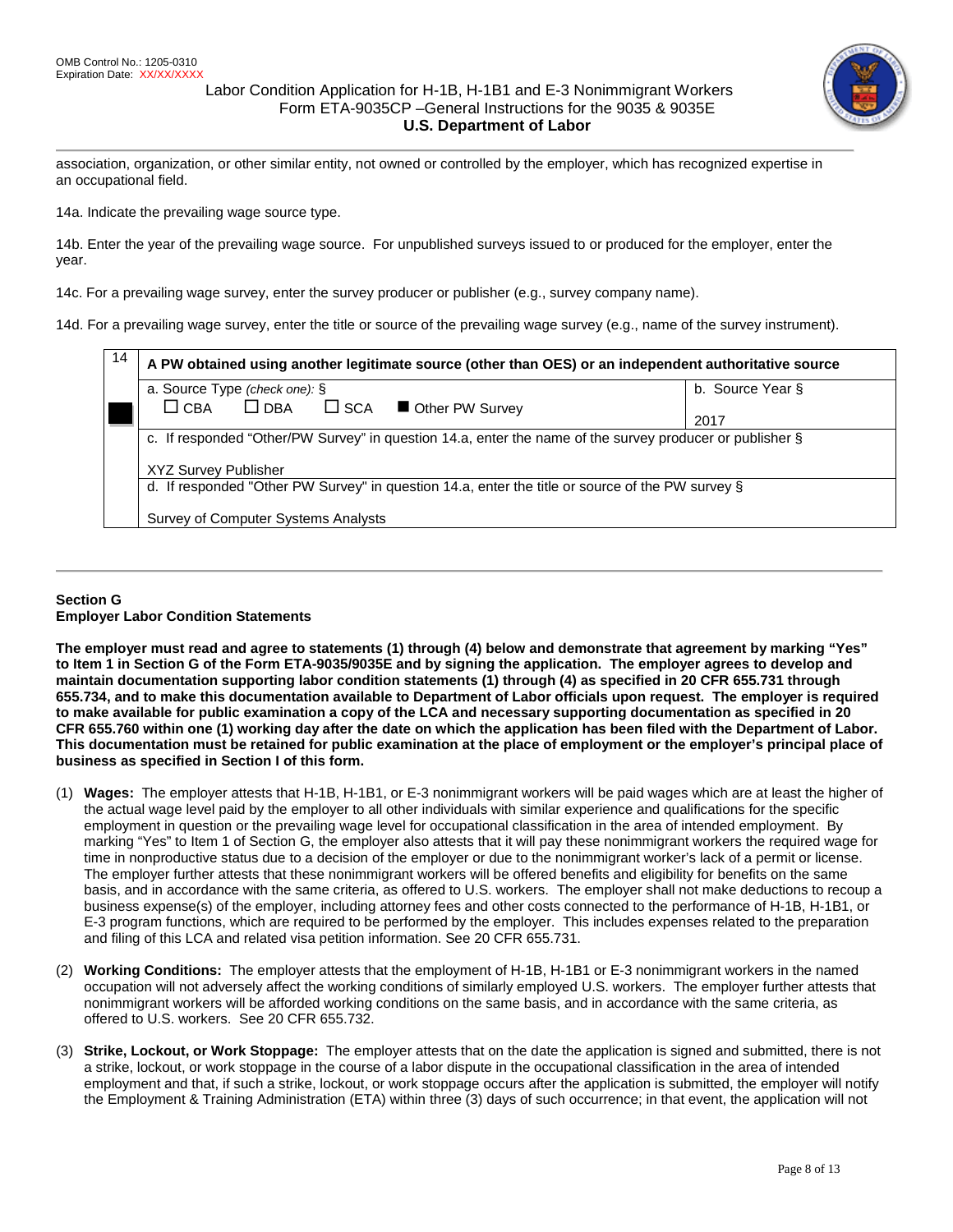association, organization, or other similar entity, not owned or controlled by the employer, which has recognized expertise in an occupational field.

14a. Indicate the prevailing wage source type.

14b. Enter the year of the prevailing wage source. For unpublished surveys issued to or produced for the employer, enter the year.

14c. For a prevailing wage survey, enter the survey producer or publisher (e.g., survey company name).

14d. For a prevailing wage survey, enter the title or source of the prevailing wage survey (e.g., name of the survey instrument).

| 14 | A PW obtained using another legitimate source (other than OES) or an independent authoritative source | |
|---|---|---|
| ■ | a. Source Type *(check one):* § ☐ CBA ☐ DBA ☐ SCA ■ Other PW Survey | b. Source Year § 2017 |
| | c. If responded "Other/PW Survey" in question 14.a, enter the name of the survey producer or publisher § XYZ Survey Publisher | |
| | d. If responded "Other PW Survey" in question 14.a, enter the title or source of the PW survey § Survey of Computer Systems Analysts | |

## Section G
## Employer Labor Condition Statements

**The employer must read and agree to statements (1) through (4) below and demonstrate that agreement by marking "Yes" to Item 1 in Section G of the Form ETA-9035/9035E and by signing the application. The employer agrees to develop and maintain documentation supporting labor condition statements (1) through (4) as specified in 20 CFR 655.731 through 655.734, and to make this documentation available to Department of Labor officials upon request. The employer is required to make available for public examination a copy of the LCA and necessary supporting documentation as specified in 20 CFR 655.760 within one (1) working day after the date on which the application has been filed with the Department of Labor. This documentation must be retained for public examination at the place of employment or the employer's principal place of business as specified in Section I of this form.**

(1) **Wages:** The employer attests that H-1B, H-1B1, or E-3 nonimmigrant workers will be paid wages which are at least the higher of the actual wage level paid by the employer to all other individuals with similar experience and qualifications for the specific employment in question or the prevailing wage level for occupational classification in the area of intended employment. By marking "Yes" to Item 1 of Section G, the employer also attests that it will pay these nonimmigrant workers the required wage for time in nonproductive status due to a decision of the employer or due to the nonimmigrant worker's lack of a permit or license. The employer further attests that these nonimmigrant workers will be offered benefits and eligibility for benefits on the same basis, and in accordance with the same criteria, as offered to U.S. workers. The employer shall not make deductions to recoup a business expense(s) of the employer, including attorney fees and other costs connected to the performance of H-1B, H-1B1, or E-3 program functions, which are required to be performed by the employer. This includes expenses related to the preparation and filing of this LCA and related visa petition information. See 20 CFR 655.731.

(2) **Working Conditions:** The employer attests that the employment of H-1B, H-1B1 or E-3 nonimmigrant workers in the named occupation will not adversely affect the working conditions of similarly employed U.S. workers. The employer further attests that nonimmigrant workers will be afforded working conditions on the same basis, and in accordance with the same criteria, as offered to U.S. workers. See 20 CFR 655.732.

(3) **Strike, Lockout, or Work Stoppage:** The employer attests that on the date the application is signed and submitted, there is not a strike, lockout, or work stoppage in the course of a labor dispute in the occupational classification in the area of intended employment and that, if such a strike, lockout, or work stoppage occurs after the application is submitted, the employer will notify the Employment & Training Administration (ETA) within three (3) days of such occurrence; in that event, the application will not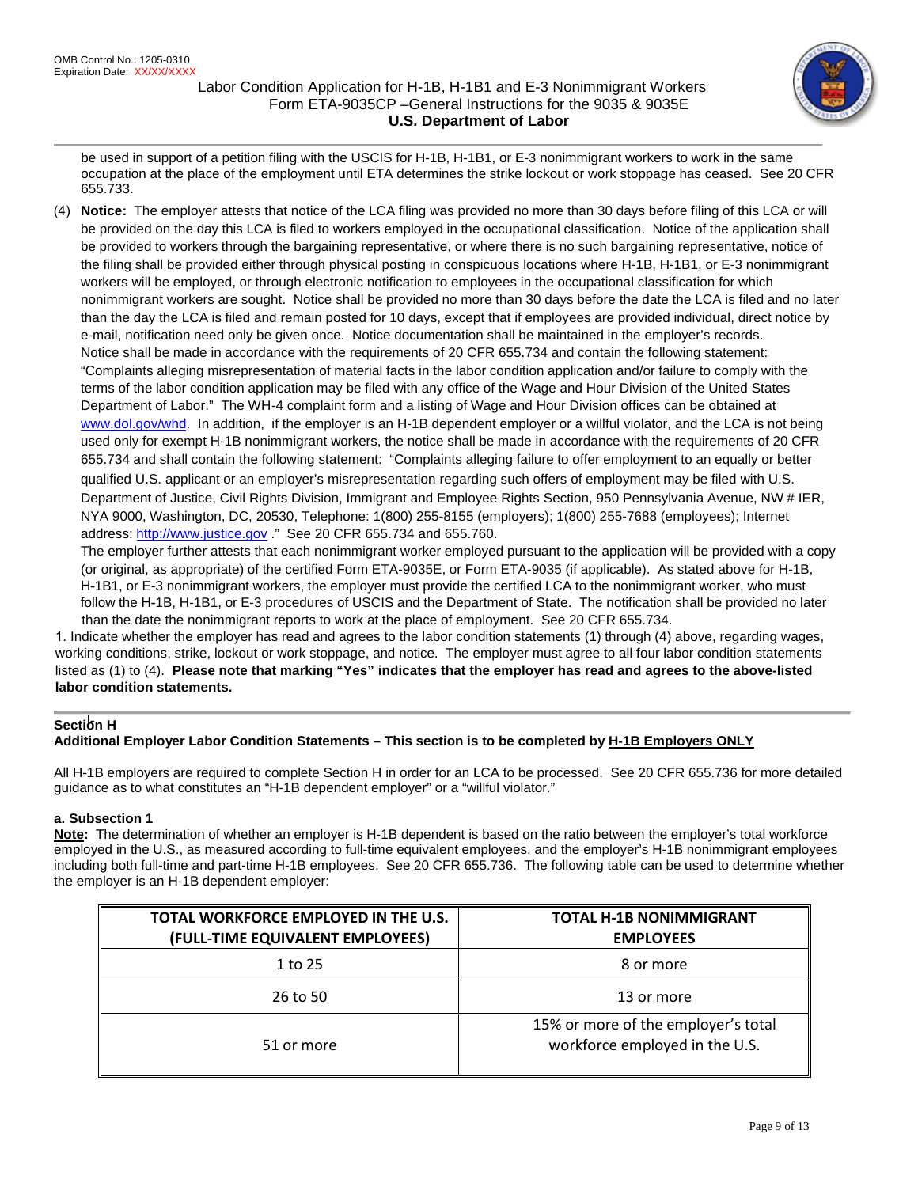be used in support of a petition filing with the USCIS for H-1B, H-1B1, or E-3 nonimmigrant workers to work in the same occupation at the place of the employment until ETA determines the strike lockout or work stoppage has ceased. See 20 CFR 655.733.

(4) **Notice:** The employer attests that notice of the LCA filing was provided no more than 30 days before filing of this LCA or will be provided on the day this LCA is filed to workers employed in the occupational classification. Notice of the application shall be provided to workers through the bargaining representative, or where there is no such bargaining representative, notice of the filing shall be provided either through physical posting in conspicuous locations where H-1B, H-1B1, or E-3 nonimmigrant workers will be employed, or through electronic notification to employees in the occupational classification for which nonimmigrant workers are sought. Notice shall be provided no more than 30 days before the date the LCA is filed and no later than the day the LCA is filed and remain posted for 10 days, except that if employees are provided individual, direct notice by e-mail, notification need only be given once. Notice documentation shall be maintained in the employer's records. Notice shall be made in accordance with the requirements of 20 CFR 655.734 and contain the following statement: "Complaints alleging misrepresentation of material facts in the labor condition application and/or failure to comply with the terms of the labor condition application may be filed with any office of the Wage and Hour Division of the United States Department of Labor." The WH-4 complaint form and a listing of Wage and Hour Division offices can be obtained at www.dol.gov/whd. In addition, if the employer is an H-1B dependent employer or a willful violator, and the LCA is not being used only for exempt H-1B nonimmigrant workers, the notice shall be made in accordance with the requirements of 20 CFR 655.734 and shall contain the following statement: "Complaints alleging failure to offer employment to an equally or better qualified U.S. applicant or an employer's misrepresentation regarding such offers of employment may be filed with U.S. Department of Justice, Civil Rights Division, Immigrant and Employee Rights Section, 950 Pennsylvania Avenue, NW # IER, NYA 9000, Washington, DC, 20530, Telephone: 1(800) 255-8155 (employers); 1(800) 255-7688 (employees); Internet address: http://www.justice.gov ." See 20 CFR 655.734 and 655.760.
The employer further attests that each nonimmigrant worker employed pursuant to the application will be provided with a copy (or original, as appropriate) of the certified Form ETA-9035E, or Form ETA-9035 (if applicable). As stated above for H-1B, H-1B1, or E-3 nonimmigrant workers, the employer must provide the certified LCA to the nonimmigrant worker, who must follow the H-1B, H-1B1, or E-3 procedures of USCIS and the Department of State. The notification shall be provided no later than the date the nonimmigrant reports to work at the place of employment. See 20 CFR 655.734.

1. Indicate whether the employer has read and agrees to the labor condition statements (1) through (4) above, regarding wages, working conditions, strike, lockout or work stoppage, and notice. The employer must agree to all four labor condition statements listed as (1) to (4). **Please note that marking "Yes" indicates that the employer has read and agrees to the above-listed labor condition statements.**

## Section H

**Additional Employer Labor Condition Statements – This section is to be completed by H-1B Employers ONLY**

All H-1B employers are required to complete Section H in order for an LCA to be processed. See 20 CFR 655.736 for more detailed guidance as to what constitutes an "H-1B dependent employer" or a "willful violator."

### a. Subsection 1

**Note:** The determination of whether an employer is H-1B dependent is based on the ratio between the employer's total workforce employed in the U.S., as measured according to full-time equivalent employees, and the employer's H-1B nonimmigrant employees including both full-time and part-time H-1B employees. See 20 CFR 655.736. The following table can be used to determine whether the employer is an H-1B dependent employer:

| TOTAL WORKFORCE EMPLOYED IN THE U.S. (FULL-TIME EQUIVALENT EMPLOYEES) | TOTAL H-1B NONIMMIGRANT EMPLOYEES |
|---|---|
| 1 to 25 | 8 or more |
| 26 to 50 | 13 or more |
| 51 or more | 15% or more of the employer's total workforce employed in the U.S. |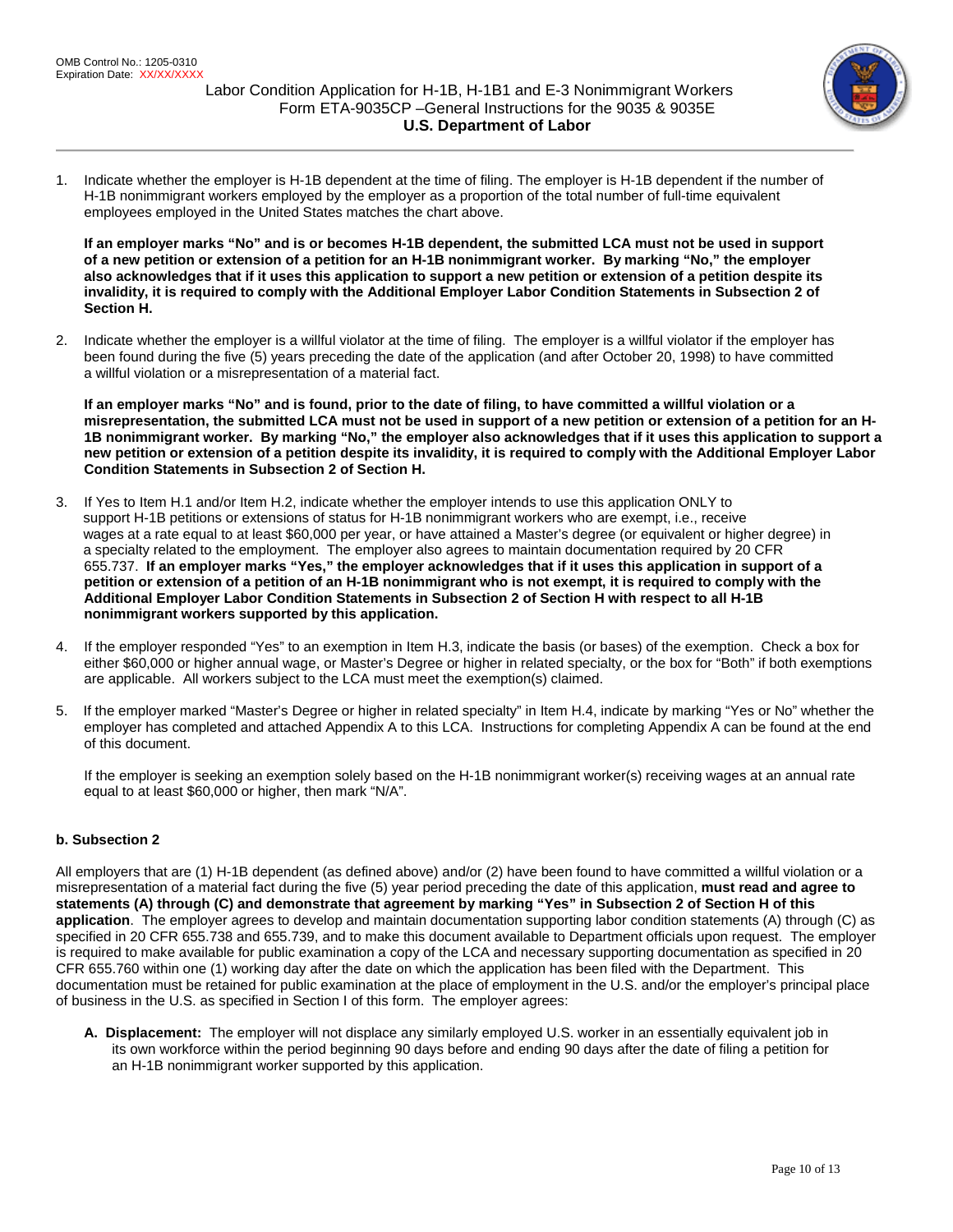1. Indicate whether the employer is H-1B dependent at the time of filing. The employer is H-1B dependent if the number of H-1B nonimmigrant workers employed by the employer as a proportion of the total number of full-time equivalent employees employed in the United States matches the chart above.

   **If an employer marks "No" and is or becomes H-1B dependent, the submitted LCA must not be used in support of a new petition or extension of a petition for an H-1B nonimmigrant worker. By marking "No," the employer also acknowledges that if it uses this application to support a new petition or extension of a petition despite its invalidity, it is required to comply with the Additional Employer Labor Condition Statements in Subsection 2 of Section H.**

2. Indicate whether the employer is a willful violator at the time of filing. The employer is a willful violator if the employer has been found during the five (5) years preceding the date of the application (and after October 20, 1998) to have committed a willful violation or a misrepresentation of a material fact.

   **If an employer marks "No" and is found, prior to the date of filing, to have committed a willful violation or a misrepresentation, the submitted LCA must not be used in support of a new petition or extension of a petition for an H-1B nonimmigrant worker. By marking "No," the employer also acknowledges that if it uses this application to support a new petition or extension of a petition despite its invalidity, it is required to comply with the Additional Employer Labor Condition Statements in Subsection 2 of Section H.**

3. If Yes to Item H.1 and/or Item H.2, indicate whether the employer intends to use this application ONLY to support H-1B petitions or extensions of status for H-1B nonimmigrant workers who are exempt, i.e., receive wages at a rate equal to at least $60,000 per year, or have attained a Master's degree (or equivalent or higher degree) in a specialty related to the employment. The employer also agrees to maintain documentation required by 20 CFR 655.737. **If an employer marks "Yes," the employer acknowledges that if it uses this application in support of a petition or extension of a petition of an H-1B nonimmigrant who is not exempt, it is required to comply with the Additional Employer Labor Condition Statements in Subsection 2 of Section H with respect to all H-1B nonimmigrant workers supported by this application.**

4. If the employer responded "Yes" to an exemption in Item H.3, indicate the basis (or bases) of the exemption. Check a box for either $60,000 or higher annual wage, or Master's Degree or higher in related specialty, or the box for "Both" if both exemptions are applicable. All workers subject to the LCA must meet the exemption(s) claimed.

5. If the employer marked "Master's Degree or higher in related specialty" in Item H.4, indicate by marking "Yes or No" whether the employer has completed and attached Appendix A to this LCA. Instructions for completing Appendix A can be found at the end of this document.

   If the employer is seeking an exemption solely based on the H-1B nonimmigrant worker(s) receiving wages at an annual rate equal to at least $60,000 or higher, then mark "N/A".

**b. Subsection 2**

All employers that are (1) H-1B dependent (as defined above) and/or (2) have been found to have committed a willful violation or a misrepresentation of a material fact during the five (5) year period preceding the date of this application, **must read and agree to statements (A) through (C) and demonstrate that agreement by marking "Yes" in Subsection 2 of Section H of this application**. The employer agrees to develop and maintain documentation supporting labor condition statements (A) through (C) as specified in 20 CFR 655.738 and 655.739, and to make this document available to Department officials upon request. The employer is required to make available for public examination a copy of the LCA and necessary supporting documentation as specified in 20 CFR 655.760 within one (1) working day after the date on which the application has been filed with the Department. This documentation must be retained for public examination at the place of employment in the U.S. and/or the employer's principal place of business in the U.S. as specified in Section I of this form. The employer agrees:

A. **Displacement:** The employer will not displace any similarly employed U.S. worker in an essentially equivalent job in its own workforce within the period beginning 90 days before and ending 90 days after the date of filing a petition for an H-1B nonimmigrant worker supported by this application.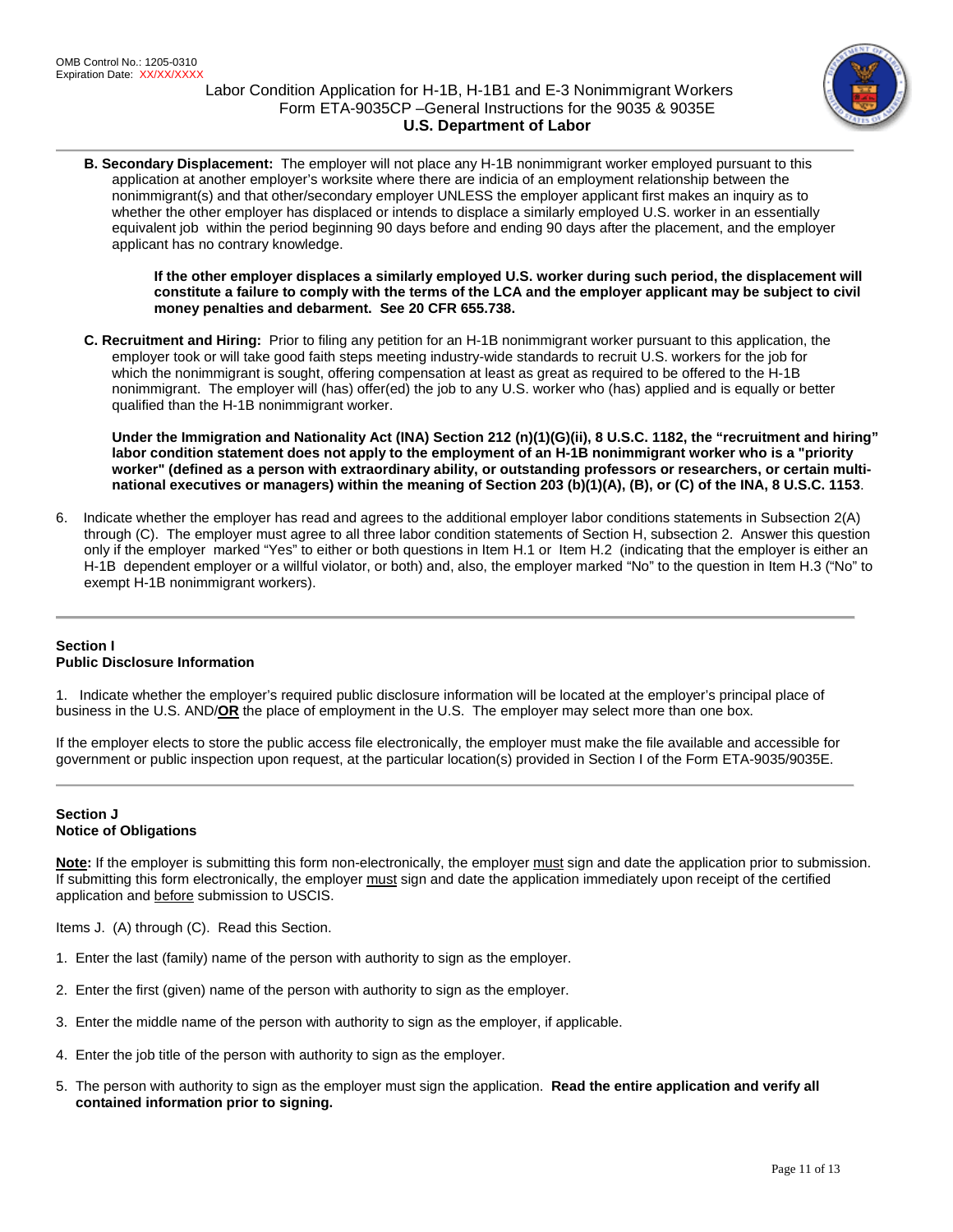**B. Secondary Displacement:** The employer will not place any H-1B nonimmigrant worker employed pursuant to this application at another employer's worksite where there are indicia of an employment relationship between the nonimmigrant(s) and that other/secondary employer UNLESS the employer applicant first makes an inquiry as to whether the other employer has displaced or intends to displace a similarly employed U.S. worker in an essentially equivalent job within the period beginning 90 days before and ending 90 days after the placement, and the employer applicant has no contrary knowledge.

> **If the other employer displaces a similarly employed U.S. worker during such period, the displacement will constitute a failure to comply with the terms of the LCA and the employer applicant may be subject to civil money penalties and debarment. See 20 CFR 655.738.**

**C. Recruitment and Hiring:** Prior to filing any petition for an H-1B nonimmigrant worker pursuant to this application, the employer took or will take good faith steps meeting industry-wide standards to recruit U.S. workers for the job for which the nonimmigrant is sought, offering compensation at least as great as required to be offered to the H-1B nonimmigrant. The employer will (has) offer(ed) the job to any U.S. worker who (has) applied and is equally or better qualified than the H-1B nonimmigrant worker.

**Under the Immigration and Nationality Act (INA) Section 212 (n)(1)(G)(ii), 8 U.S.C. 1182, the "recruitment and hiring" labor condition statement does not apply to the employment of an H-1B nonimmigrant worker who is a "priority worker" (defined as a person with extraordinary ability, or outstanding professors or researchers, or certain multi-national executives or managers) within the meaning of Section 203 (b)(1)(A), (B), or (C) of the INA, 8 U.S.C. 1153**.

6. Indicate whether the employer has read and agrees to the additional employer labor conditions statements in Subsection 2(A) through (C). The employer must agree to all three labor condition statements of Section H, subsection 2. Answer this question only if the employer marked "Yes" to either or both questions in Item H.1 or Item H.2 (indicating that the employer is either an H-1B dependent employer or a willful violator, or both) and, also, the employer marked "No" to the question in Item H.3 ("No" to exempt H-1B nonimmigrant workers).

---

## Section I
## Public Disclosure Information

1. Indicate whether the employer's required public disclosure information will be located at the employer's principal place of business in the U.S. AND/**<u>OR</u>** the place of employment in the U.S. The employer may select more than one box.

If the employer elects to store the public access file electronically, the employer must make the file available and accessible for government or public inspection upon request, at the particular location(s) provided in Section I of the Form ETA-9035/9035E.

---

## Section J
## Notice of Obligations

**<u>Note</u>:** If the employer is submitting this form non-electronically, the employer <u>must</u> sign and date the application prior to submission. If submitting this form electronically, the employer <u>must</u> sign and date the application immediately upon receipt of the certified application and <u>before</u> submission to USCIS.

Items J. (A) through (C). Read this Section.

1. Enter the last (family) name of the person with authority to sign as the employer.

2. Enter the first (given) name of the person with authority to sign as the employer.

3. Enter the middle name of the person with authority to sign as the employer, if applicable.

4. Enter the job title of the person with authority to sign as the employer.

5. The person with authority to sign as the employer must sign the application. **Read the entire application and verify all contained information prior to signing.**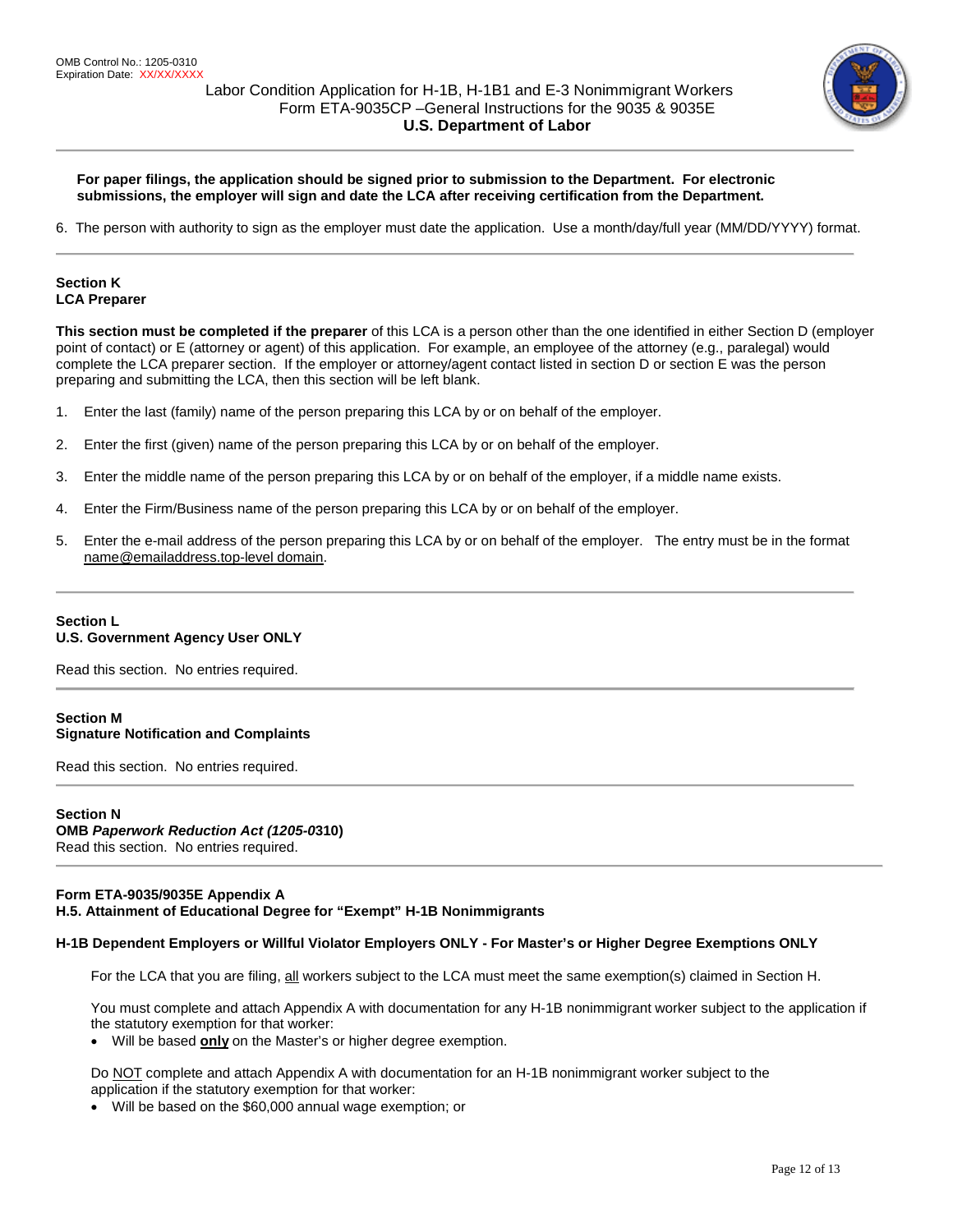**For paper filings, the application should be signed prior to submission to the Department. For electronic submissions, the employer will sign and date the LCA after receiving certification from the Department.**

6. The person with authority to sign as the employer must date the application. Use a month/day/full year (MM/DD/YYYY) format.

---

### Section K
### LCA Preparer

**This section must be completed if the preparer** of this LCA is a person other than the one identified in either Section D (employer point of contact) or E (attorney or agent) of this application. For example, an employee of the attorney (e.g., paralegal) would complete the LCA preparer section. If the employer or attorney/agent contact listed in section D or section E was the person preparing and submitting the LCA, then this section will be left blank.

1. Enter the last (family) name of the person preparing this LCA by or on behalf of the employer.
2. Enter the first (given) name of the person preparing this LCA by or on behalf of the employer.
3. Enter the middle name of the person preparing this LCA by or on behalf of the employer, if a middle name exists.
4. Enter the Firm/Business name of the person preparing this LCA by or on behalf of the employer.
5. Enter the e-mail address of the person preparing this LCA by or on behalf of the employer. The entry must be in the format name@emailaddress.top-level domain.

---

### Section L
### U.S. Government Agency User ONLY

Read this section. No entries required.

---

### Section M
### Signature Notification and Complaints

Read this section. No entries required.

---

### Section N
### OMB *Paperwork Reduction Act (1205-0310)*

Read this section. No entries required.

---

### Form ETA-9035/9035E Appendix A
### H.5. Attainment of Educational Degree for "Exempt" H-1B Nonimmigrants

**H-1B Dependent Employers or Willful Violator Employers ONLY - For Master's or Higher Degree Exemptions ONLY**

For the LCA that you are filing, all workers subject to the LCA must meet the same exemption(s) claimed in Section H.

You must complete and attach Appendix A with documentation for any H-1B nonimmigrant worker subject to the application if the statutory exemption for that worker:

- Will be based **only** on the Master's or higher degree exemption.

Do NOT complete and attach Appendix A with documentation for an H-1B nonimmigrant worker subject to the application if the statutory exemption for that worker:

- Will be based on the $60,000 annual wage exemption; or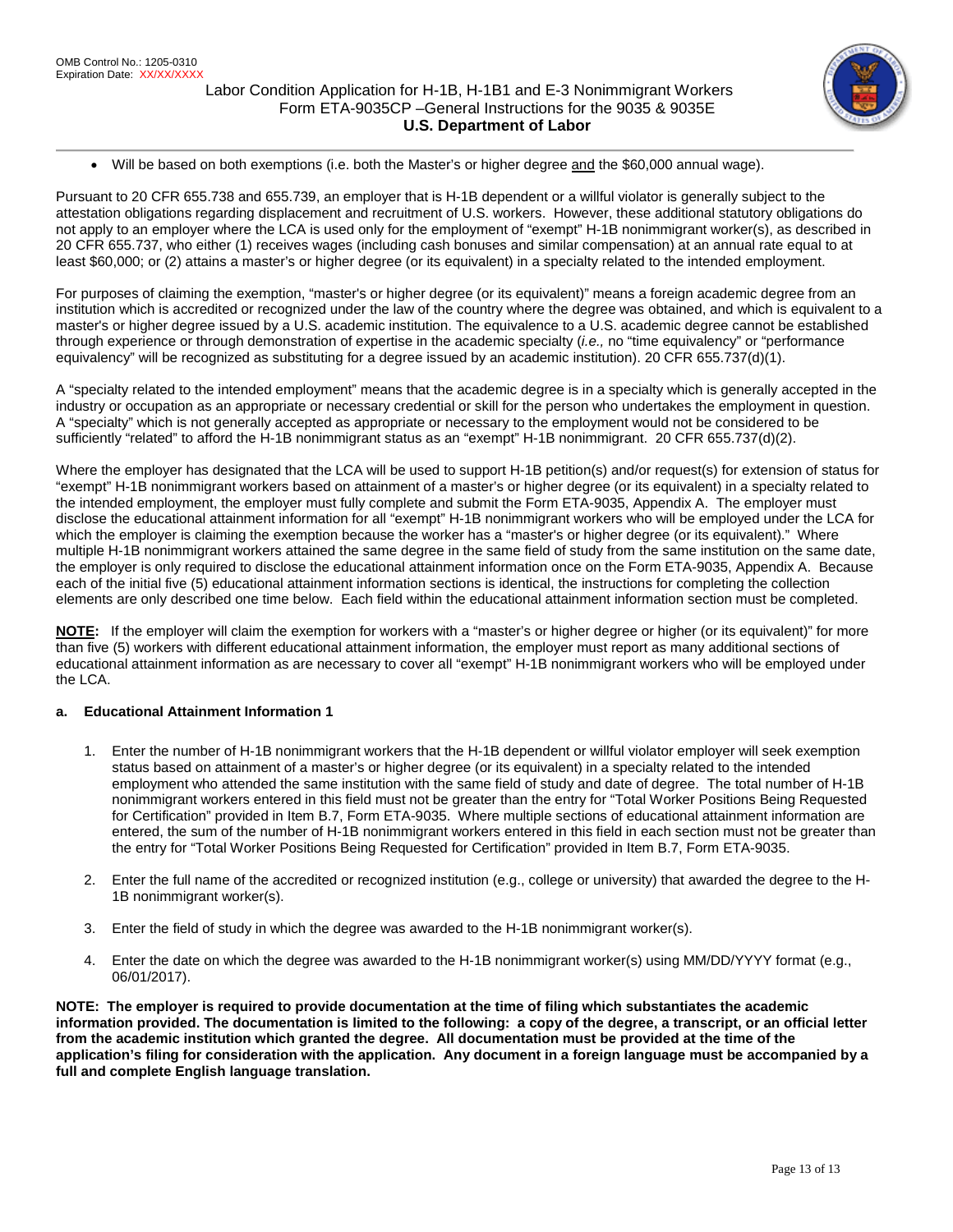- Will be based on both exemptions (i.e. both the Master's or higher degree and the $60,000 annual wage).

Pursuant to 20 CFR 655.738 and 655.739, an employer that is H-1B dependent or a willful violator is generally subject to the attestation obligations regarding displacement and recruitment of U.S. workers. However, these additional statutory obligations do not apply to an employer where the LCA is used only for the employment of "exempt" H-1B nonimmigrant worker(s), as described in 20 CFR 655.737, who either (1) receives wages (including cash bonuses and similar compensation) at an annual rate equal to at least $60,000; or (2) attains a master's or higher degree (or its equivalent) in a specialty related to the intended employment.

For purposes of claiming the exemption, "master's or higher degree (or its equivalent)" means a foreign academic degree from an institution which is accredited or recognized under the law of the country where the degree was obtained, and which is equivalent to a master's or higher degree issued by a U.S. academic institution. The equivalence to a U.S. academic degree cannot be established through experience or through demonstration of expertise in the academic specialty (*i.e.,* no "time equivalency" or "performance equivalency" will be recognized as substituting for a degree issued by an academic institution). 20 CFR 655.737(d)(1).

A "specialty related to the intended employment" means that the academic degree is in a specialty which is generally accepted in the industry or occupation as an appropriate or necessary credential or skill for the person who undertakes the employment in question. A "specialty" which is not generally accepted as appropriate or necessary to the employment would not be considered to be sufficiently "related" to afford the H-1B nonimmigrant status as an "exempt" H-1B nonimmigrant. 20 CFR 655.737(d)(2).

Where the employer has designated that the LCA will be used to support H-1B petition(s) and/or request(s) for extension of status for "exempt" H-1B nonimmigrant workers based on attainment of a master's or higher degree (or its equivalent) in a specialty related to the intended employment, the employer must fully complete and submit the Form ETA-9035, Appendix A. The employer must disclose the educational attainment information for all "exempt" H-1B nonimmigrant workers who will be employed under the LCA for which the employer is claiming the exemption because the worker has a "master's or higher degree (or its equivalent)." Where multiple H-1B nonimmigrant workers attained the same degree in the same field of study from the same institution on the same date, the employer is only required to disclose the educational attainment information once on the Form ETA-9035, Appendix A. Because each of the initial five (5) educational attainment information sections is identical, the instructions for completing the collection elements are only described one time below. Each field within the educational attainment information section must be completed.

**NOTE:** If the employer will claim the exemption for workers with a "master's or higher degree or higher (or its equivalent)" for more than five (5) workers with different educational attainment information, the employer must report as many additional sections of educational attainment information as are necessary to cover all "exempt" H-1B nonimmigrant workers who will be employed under the LCA.

**a. Educational Attainment Information 1**

1. Enter the number of H-1B nonimmigrant workers that the H-1B dependent or willful violator employer will seek exemption status based on attainment of a master's or higher degree (or its equivalent) in a specialty related to the intended employment who attended the same institution with the same field of study and date of degree. The total number of H-1B nonimmigrant workers entered in this field must not be greater than the entry for "Total Worker Positions Being Requested for Certification" provided in Item B.7, Form ETA-9035. Where multiple sections of educational attainment information are entered, the sum of the number of H-1B nonimmigrant workers entered in this field in each section must not be greater than the entry for "Total Worker Positions Being Requested for Certification" provided in Item B.7, Form ETA-9035.

2. Enter the full name of the accredited or recognized institution (e.g., college or university) that awarded the degree to the H-1B nonimmigrant worker(s).

3. Enter the field of study in which the degree was awarded to the H-1B nonimmigrant worker(s).

4. Enter the date on which the degree was awarded to the H-1B nonimmigrant worker(s) using MM/DD/YYYY format (e.g., 06/01/2017).

**NOTE: The employer is required to provide documentation at the time of filing which substantiates the academic information provided. The documentation is limited to the following: a copy of the degree, a transcript, or an official letter from the academic institution which granted the degree. All documentation must be provided at the time of the application's filing for consideration with the application. Any document in a foreign language must be accompanied by a full and complete English language translation.**